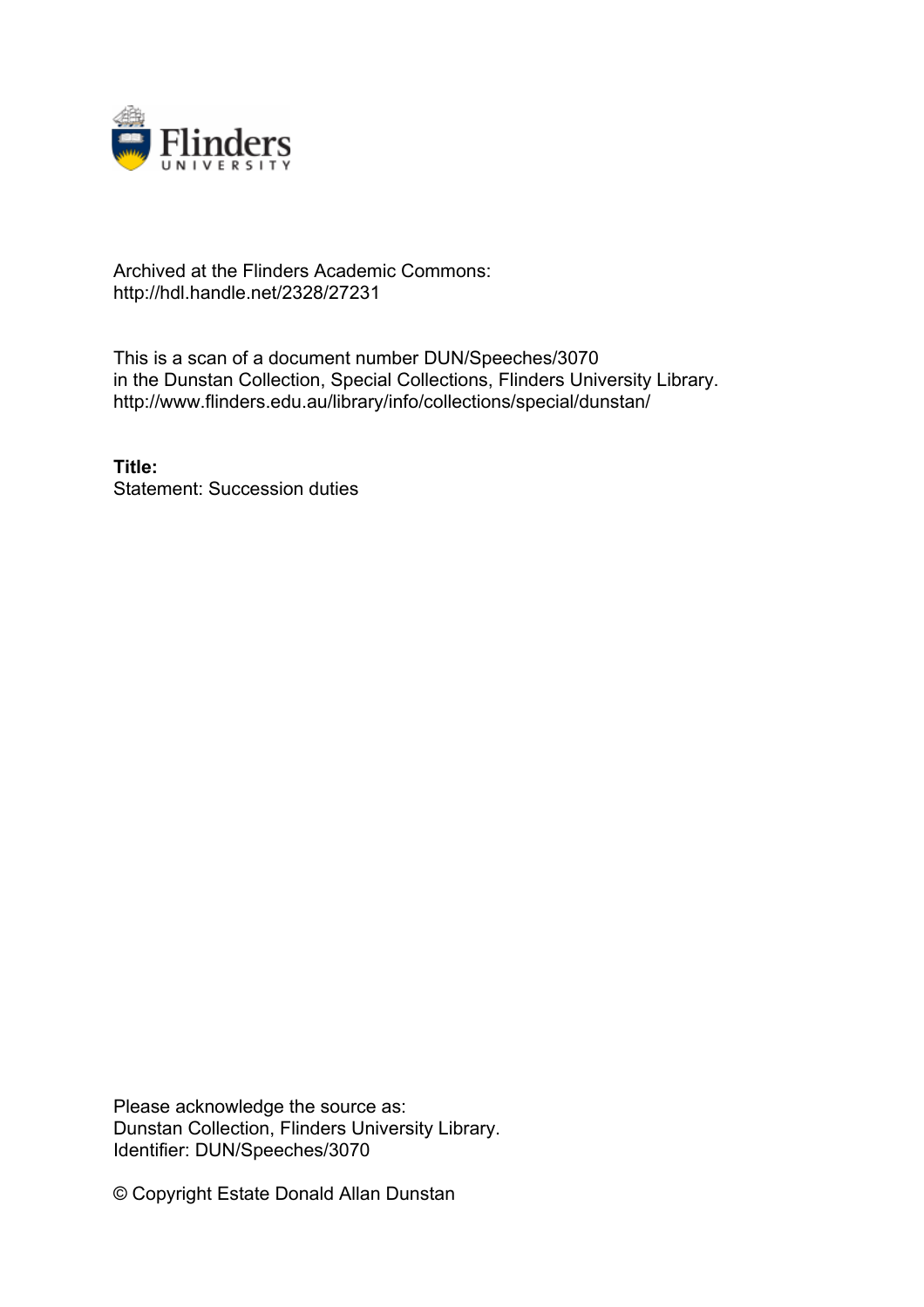Archived at the Flinders Academic Commons:
http://hdl.handle.net/2328/27231

This is a scan of a document number DUN/Speeches/3070
in the Dunstan Collection, Special Collections, Flinders University Library.
http://www.flinders.edu.au/library/info/collections/special/dunstan/

**Title:**
Statement: Succession duties

Please acknowledge the source as:
Dunstan Collection, Flinders University Library.
Identifier: DUN/Speeches/3070

© Copyright Estate Donald Allan Dunstan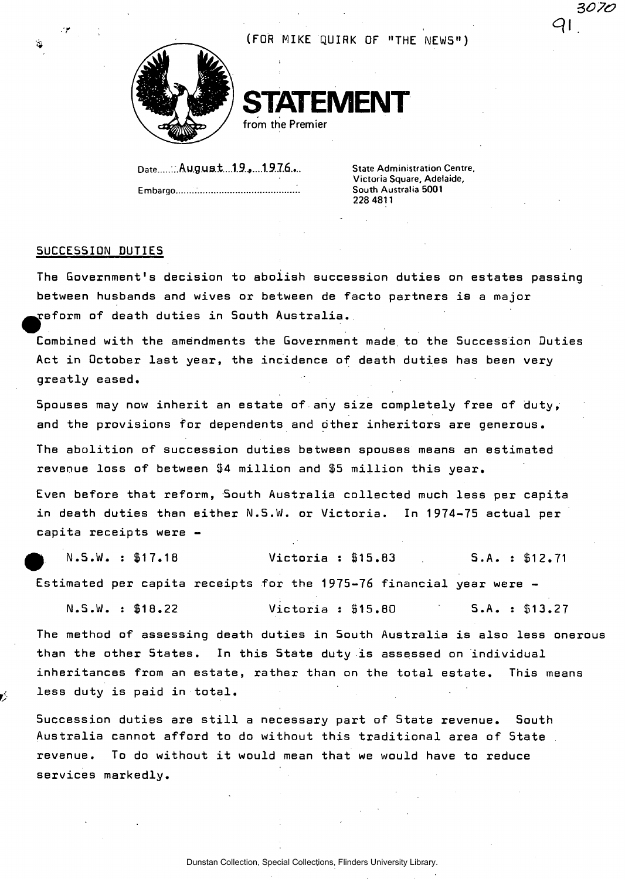(FOR MIKE QUIRK OF "THE NEWS")

# STATEMENT

from the Premier

Date: August 19, 1976.

Embargo..............................................

State Administration Centre,
Victoria Square, Adelaide,
South Australia 5001
228 4811

## SUCCESSION DUTIES

The Government's decision to abolish succession duties on estates passing between husbands and wives or between de facto partners is a major reform of death duties in South Australia.

Combined with the amendments the Government made to the Succession Duties Act in October last year, the incidence of death duties has been very greatly eased.

Spouses may now inherit an estate of any size completely free of duty, and the provisions for dependents and other inheritors are generous.

The abolition of succession duties between spouses means an estimated revenue loss of between $4 million and $5 million this year.

Even before that reform, South Australia collected much less per capita in death duties than either N.S.W. or Victoria. In 1974-75 actual per capita receipts were -

| N.S.W. : $17.18 | Victoria : $15.83 | S.A. : $12.71 |
|---|---|---|

Estimated per capita receipts for the 1975-76 financial year were -

| N.S.W. : $18.22 | Victoria : $15.80 | S.A. : $13.27 |
|---|---|---|

The method of assessing death duties in South Australia is also less onerous than the other States. In this State duty is assessed on individual inheritances from an estate, rather than on the total estate. This means less duty is paid in total.

Succession duties are still a necessary part of State revenue. South Australia cannot afford to do without this traditional area of State revenue. To do without it would mean that we would have to reduce services markedly.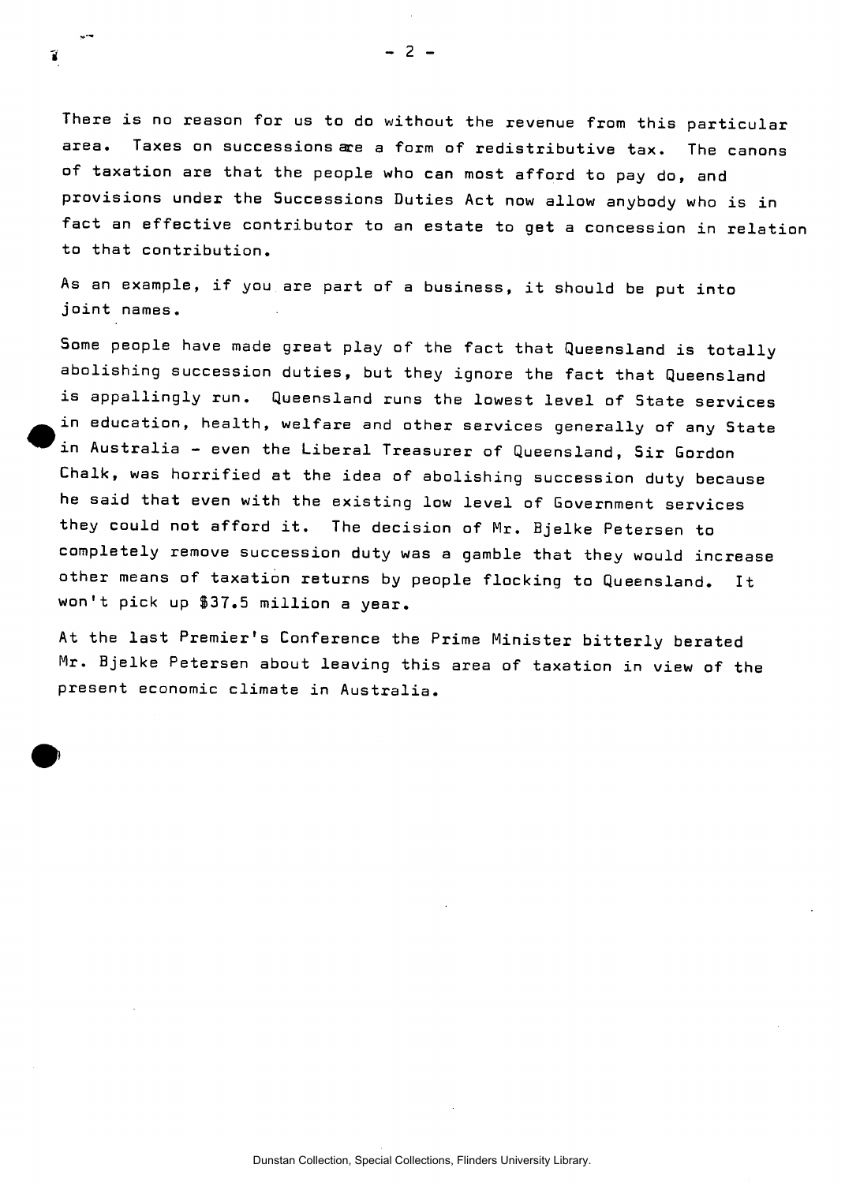There is no reason for us to do without the revenue from this particular area. Taxes on successions are a form of redistributive tax. The canons of taxation are that the people who can most afford to pay do, and provisions under the Successions Duties Act now allow anybody who is in fact an effective contributor to an estate to get a concession in relation to that contribution.

As an example, if you are part of a business, it should be put into joint names.

Some people have made great play of the fact that Queensland is totally abolishing succession duties, but they ignore the fact that Queensland is appallingly run. Queensland runs the lowest level of State services in education, health, welfare and other services generally of any State in Australia - even the Liberal Treasurer of Queensland, Sir Gordon Chalk, was horrified at the idea of abolishing succession duty because he said that even with the existing low level of Government services they could not afford it. The decision of Mr. Bjelke Petersen to completely remove succession duty was a gamble that they would increase other means of taxation returns by people flocking to Queensland. It won't pick up $37.5 million a year.

At the last Premier's Conference the Prime Minister bitterly berated Mr. Bjelke Petersen about leaving this area of taxation in view of the present economic climate in Australia.

Dunstan Collection, Special Collections, Flinders University Library.